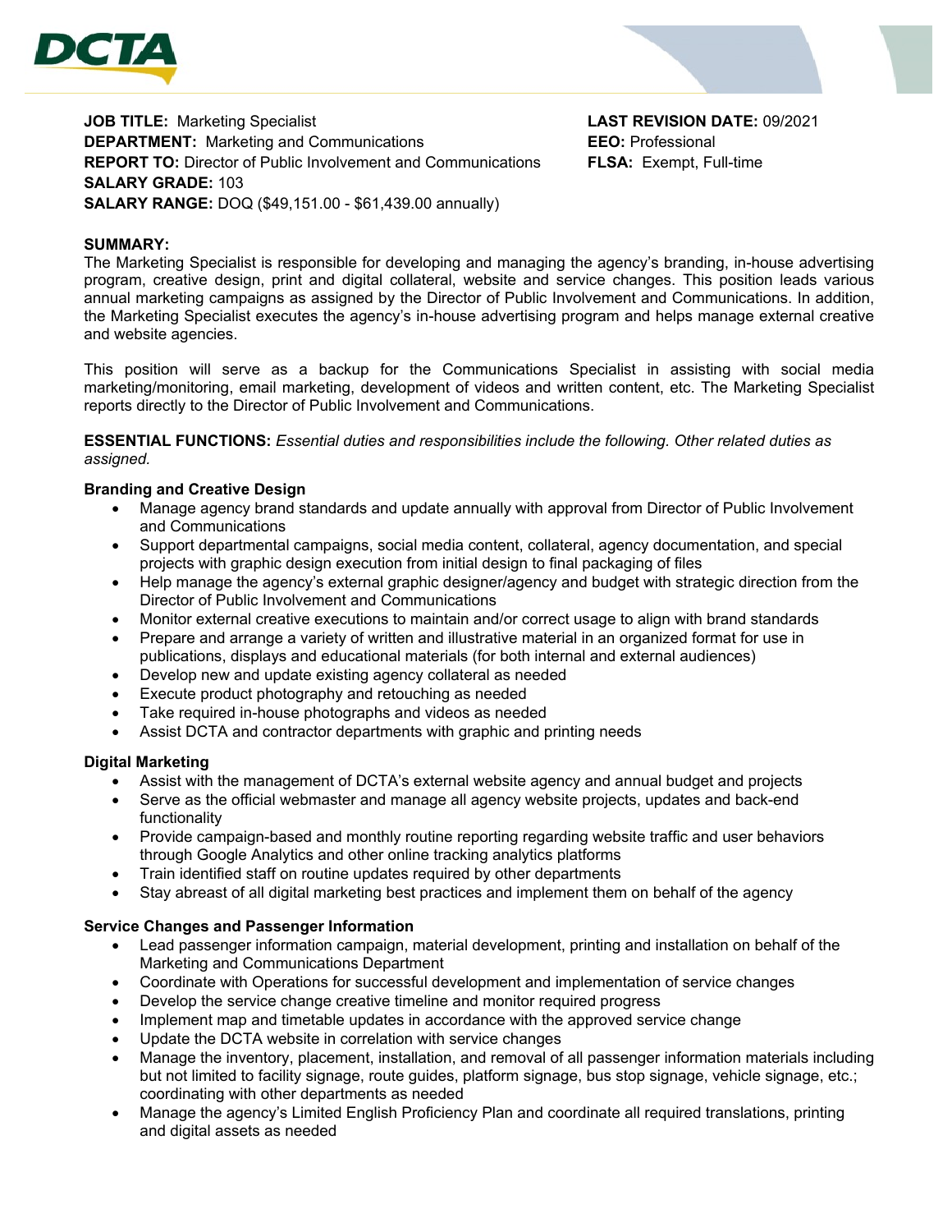**JOB TITLE:** Marketing Specialist
**DEPARTMENT:** Marketing and Communications
**REPORT TO:** Director of Public Involvement and Communications
**SALARY GRADE:** 103
**SALARY RANGE:** DOQ ($49,151.00 - $61,439.00 annually)

**LAST REVISION DATE:** 09/2021
**EEO:** Professional
**FLSA:** Exempt, Full-time

**SUMMARY:**
The Marketing Specialist is responsible for developing and managing the agency's branding, in-house advertising program, creative design, print and digital collateral, website and service changes. This position leads various annual marketing campaigns as assigned by the Director of Public Involvement and Communications. In addition, the Marketing Specialist executes the agency's in-house advertising program and helps manage external creative and website agencies.

This position will serve as a backup for the Communications Specialist in assisting with social media marketing/monitoring, email marketing, development of videos and written content, etc. The Marketing Specialist reports directly to the Director of Public Involvement and Communications.

**ESSENTIAL FUNCTIONS:** *Essential duties and responsibilities include the following. Other related duties as assigned.*

**Branding and Creative Design**

- Manage agency brand standards and update annually with approval from Director of Public Involvement and Communications
- Support departmental campaigns, social media content, collateral, agency documentation, and special projects with graphic design execution from initial design to final packaging of files
- Help manage the agency's external graphic designer/agency and budget with strategic direction from the Director of Public Involvement and Communications
- Monitor external creative executions to maintain and/or correct usage to align with brand standards
- Prepare and arrange a variety of written and illustrative material in an organized format for use in publications, displays and educational materials (for both internal and external audiences)
- Develop new and update existing agency collateral as needed
- Execute product photography and retouching as needed
- Take required in-house photographs and videos as needed
- Assist DCTA and contractor departments with graphic and printing needs

**Digital Marketing**

- Assist with the management of DCTA's external website agency and annual budget and projects
- Serve as the official webmaster and manage all agency website projects, updates and back-end functionality
- Provide campaign-based and monthly routine reporting regarding website traffic and user behaviors through Google Analytics and other online tracking analytics platforms
- Train identified staff on routine updates required by other departments
- Stay abreast of all digital marketing best practices and implement them on behalf of the agency

**Service Changes and Passenger Information**

- Lead passenger information campaign, material development, printing and installation on behalf of the Marketing and Communications Department
- Coordinate with Operations for successful development and implementation of service changes
- Develop the service change creative timeline and monitor required progress
- Implement map and timetable updates in accordance with the approved service change
- Update the DCTA website in correlation with service changes
- Manage the inventory, placement, installation, and removal of all passenger information materials including but not limited to facility signage, route guides, platform signage, bus stop signage, vehicle signage, etc.; coordinating with other departments as needed
- Manage the agency's Limited English Proficiency Plan and coordinate all required translations, printing and digital assets as needed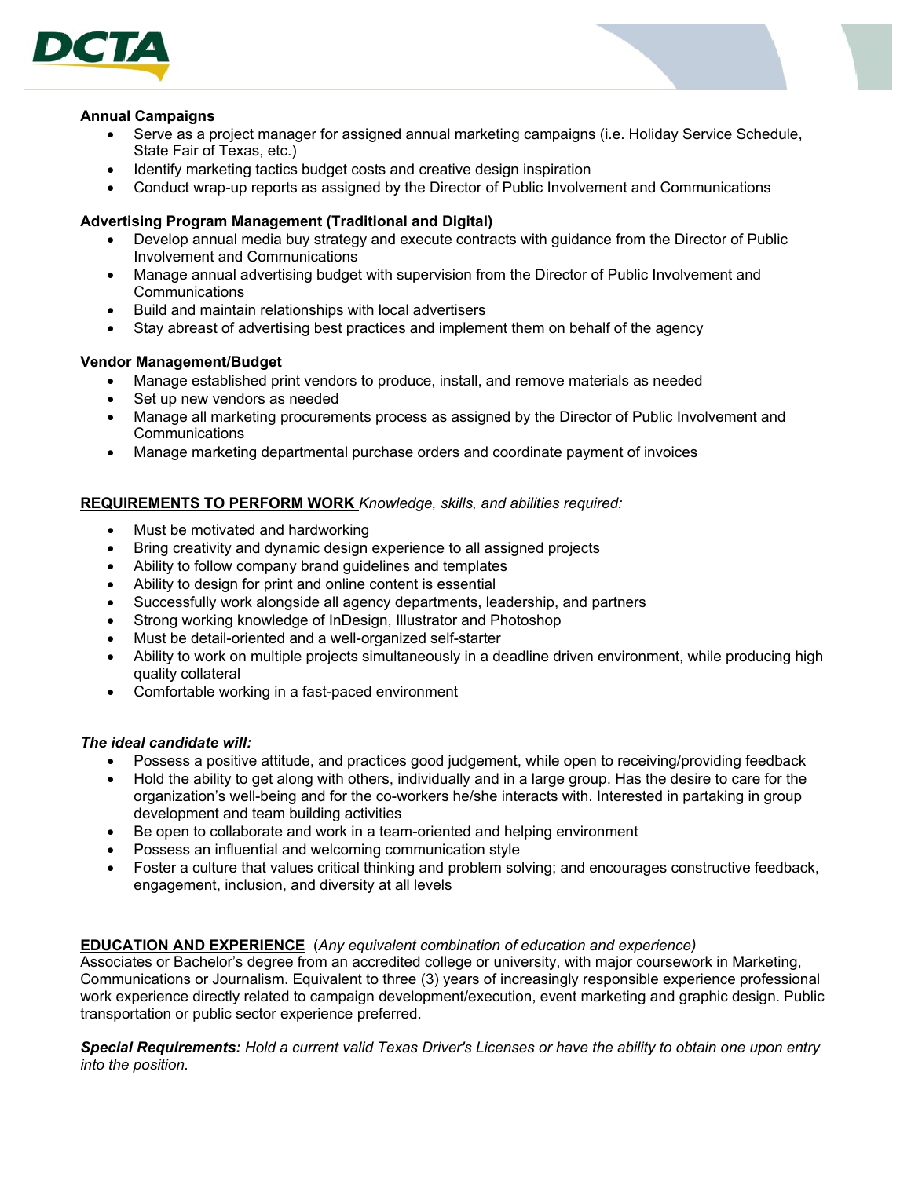**Annual Campaigns**

- Serve as a project manager for assigned annual marketing campaigns (i.e. Holiday Service Schedule, State Fair of Texas, etc.)
- Identify marketing tactics budget costs and creative design inspiration
- Conduct wrap-up reports as assigned by the Director of Public Involvement and Communications

**Advertising Program Management (Traditional and Digital)**

- Develop annual media buy strategy and execute contracts with guidance from the Director of Public Involvement and Communications
- Manage annual advertising budget with supervision from the Director of Public Involvement and Communications
- Build and maintain relationships with local advertisers
- Stay abreast of advertising best practices and implement them on behalf of the agency

**Vendor Management/Budget**

- Manage established print vendors to produce, install, and remove materials as needed
- Set up new vendors as needed
- Manage all marketing procurements process as assigned by the Director of Public Involvement and Communications
- Manage marketing departmental purchase orders and coordinate payment of invoices

**REQUIREMENTS TO PERFORM WORK** *Knowledge, skills, and abilities required:*

- Must be motivated and hardworking
- Bring creativity and dynamic design experience to all assigned projects
- Ability to follow company brand guidelines and templates
- Ability to design for print and online content is essential
- Successfully work alongside all agency departments, leadership, and partners
- Strong working knowledge of InDesign, Illustrator and Photoshop
- Must be detail-oriented and a well-organized self-starter
- Ability to work on multiple projects simultaneously in a deadline driven environment, while producing high quality collateral
- Comfortable working in a fast-paced environment

***The ideal candidate will:***

- Possess a positive attitude, and practices good judgement, while open to receiving/providing feedback
- Hold the ability to get along with others, individually and in a large group. Has the desire to care for the organization's well-being and for the co-workers he/she interacts with. Interested in partaking in group development and team building activities
- Be open to collaborate and work in a team-oriented and helping environment
- Possess an influential and welcoming communication style
- Foster a culture that values critical thinking and problem solving; and encourages constructive feedback, engagement, inclusion, and diversity at all levels

**EDUCATION AND EXPERIENCE** (*Any equivalent combination of education and experience)*
Associates or Bachelor's degree from an accredited college or university, with major coursework in Marketing, Communications or Journalism. Equivalent to three (3) years of increasingly responsible experience professional work experience directly related to campaign development/execution, event marketing and graphic design. Public transportation or public sector experience preferred.

***Special Requirements:*** *Hold a current valid Texas Driver's Licenses or have the ability to obtain one upon entry into the position.*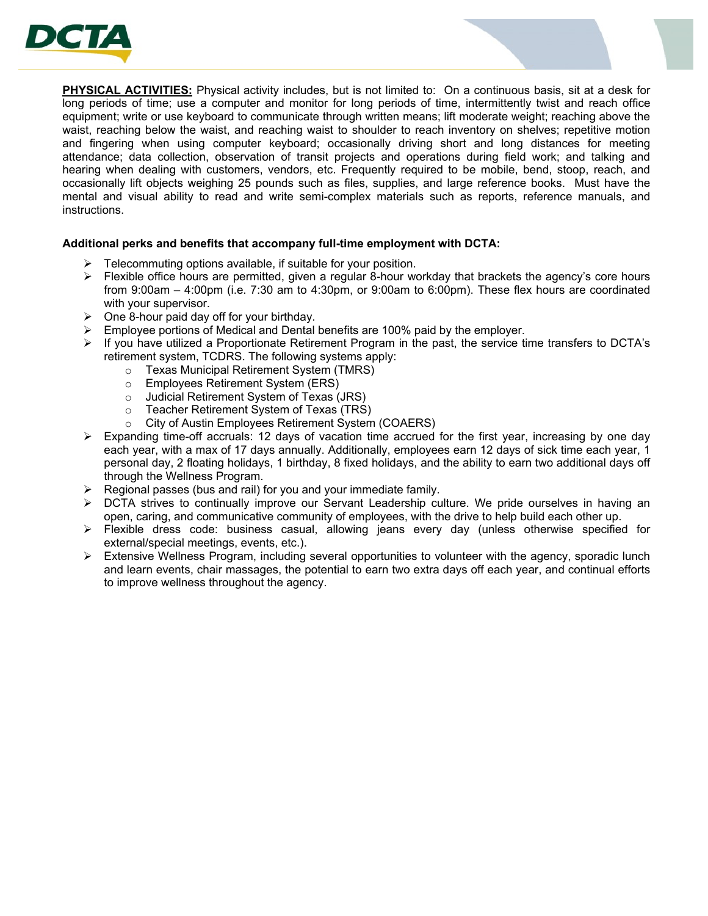**PHYSICAL ACTIVITIES:** Physical activity includes, but is not limited to: On a continuous basis, sit at a desk for long periods of time; use a computer and monitor for long periods of time, intermittently twist and reach office equipment; write or use keyboard to communicate through written means; lift moderate weight; reaching above the waist, reaching below the waist, and reaching waist to shoulder to reach inventory on shelves; repetitive motion and fingering when using computer keyboard; occasionally driving short and long distances for meeting attendance; data collection, observation of transit projects and operations during field work; and talking and hearing when dealing with customers, vendors, etc. Frequently required to be mobile, bend, stoop, reach, and occasionally lift objects weighing 25 pounds such as files, supplies, and large reference books. Must have the mental and visual ability to read and write semi-complex materials such as reports, reference manuals, and instructions.

**Additional perks and benefits that accompany full-time employment with DCTA:**

- Telecommuting options available, if suitable for your position.
- Flexible office hours are permitted, given a regular 8-hour workday that brackets the agency's core hours from 9:00am – 4:00pm (i.e. 7:30 am to 4:30pm, or 9:00am to 6:00pm). These flex hours are coordinated with your supervisor.
- One 8-hour paid day off for your birthday.
- Employee portions of Medical and Dental benefits are 100% paid by the employer.
- If you have utilized a Proportionate Retirement Program in the past, the service time transfers to DCTA's retirement system, TCDRS. The following systems apply:
  - Texas Municipal Retirement System (TMRS)
  - Employees Retirement System (ERS)
  - Judicial Retirement System of Texas (JRS)
  - Teacher Retirement System of Texas (TRS)
  - City of Austin Employees Retirement System (COAERS)
- Expanding time-off accruals: 12 days of vacation time accrued for the first year, increasing by one day each year, with a max of 17 days annually. Additionally, employees earn 12 days of sick time each year, 1 personal day, 2 floating holidays, 1 birthday, 8 fixed holidays, and the ability to earn two additional days off through the Wellness Program.
- Regional passes (bus and rail) for you and your immediate family.
- DCTA strives to continually improve our Servant Leadership culture. We pride ourselves in having an open, caring, and communicative community of employees, with the drive to help build each other up.
- Flexible dress code: business casual, allowing jeans every day (unless otherwise specified for external/special meetings, events, etc.).
- Extensive Wellness Program, including several opportunities to volunteer with the agency, sporadic lunch and learn events, chair massages, the potential to earn two extra days off each year, and continual efforts to improve wellness throughout the agency.